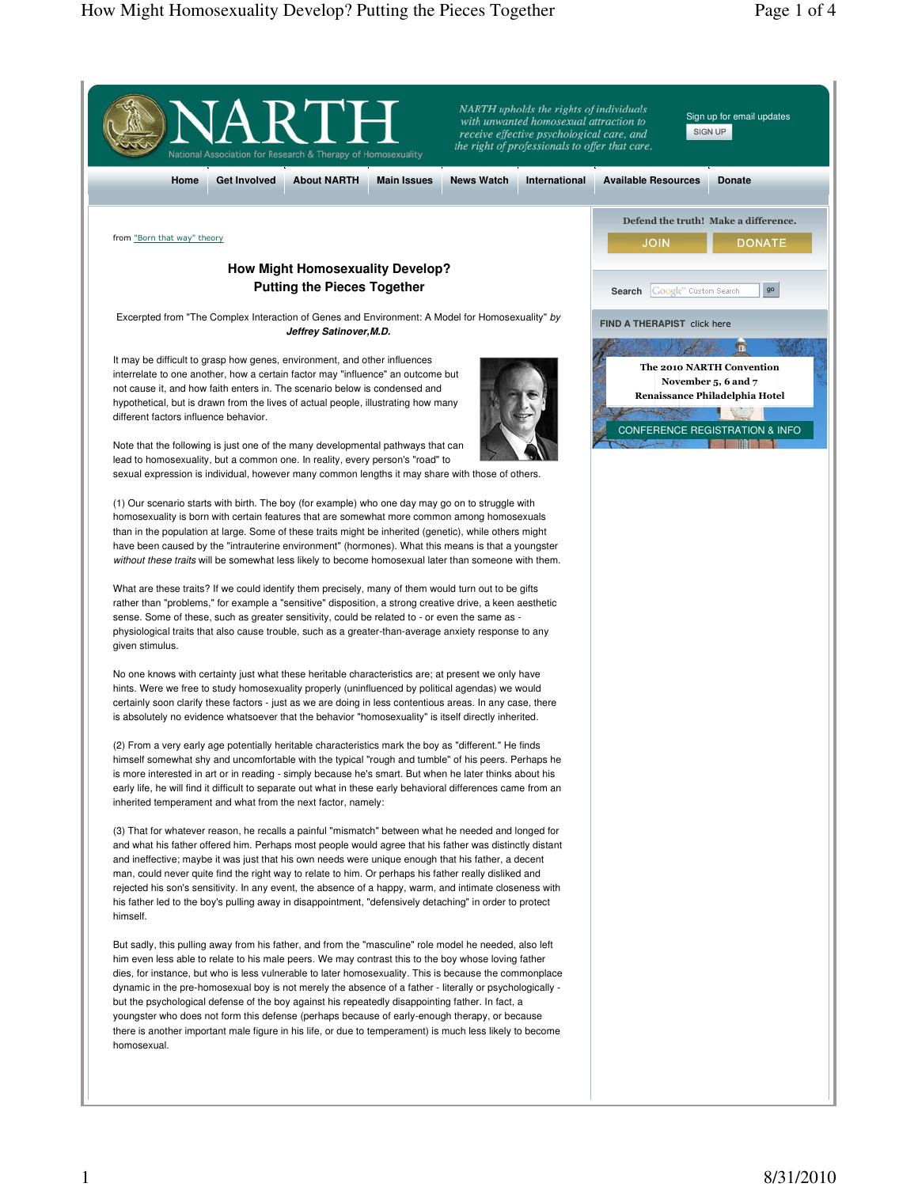# NARTH

National Association for Research & Therapy of Homosexuality

*NARTH upholds the rights of individuals with unwanted homosexual attraction to receive effective psychological care, and the right of professionals to offer that care.*

Sign up for email updates

SIGN UP

Home | Get Involved | About NARTH | Main Issues | News Watch | International | Available Resources | Donate

Defend the truth! Make a difference.

JOIN | DONATE

Search

FIND A THERAPIST click here

**The 2010 NARTH Convention**
**November 5, 6 and 7**
**Renaissance Philadelphia Hotel**

CONFERENCE REGISTRATION & INFO

from "Born that way" theory

## How Might Homosexuality Develop?
## Putting the Pieces Together

Excerpted from "The Complex Interaction of Genes and Environment: A Model for Homosexuality" *by* ***Jeffrey Satinover,M.D.***

It may be difficult to grasp how genes, environment, and other influences interrelate to one another, how a certain factor may "influence" an outcome but not cause it, and how faith enters in. The scenario below is condensed and hypothetical, but is drawn from the lives of actual people, illustrating how many different factors influence behavior.

Note that the following is just one of the many developmental pathways that can lead to homosexuality, but a common one. In reality, every person's "road" to sexual expression is individual, however many common lengths it may share with those of others.

(1) Our scenario starts with birth. The boy (for example) who one day may go on to struggle with homosexuality is born with certain features that are somewhat more common among homosexuals than in the population at large. Some of these traits might be inherited (genetic), while others might have been caused by the "intrauterine environment" (hormones). What this means is that a youngster *without these traits* will be somewhat less likely to become homosexual later than someone with them.

What are these traits? If we could identify them precisely, many of them would turn out to be gifts rather than "problems," for example a "sensitive" disposition, a strong creative drive, a keen aesthetic sense. Some of these, such as greater sensitivity, could be related to - or even the same as - physiological traits that also cause trouble, such as a greater-than-average anxiety response to any given stimulus.

No one knows with certainty just what these heritable characteristics are; at present we only have hints. Were we free to study homosexuality properly (uninfluenced by political agendas) we would certainly soon clarify these factors - just as we are doing in less contentious areas. In any case, there is absolutely no evidence whatsoever that the behavior "homosexuality" is itself directly inherited.

(2) From a very early age potentially heritable characteristics mark the boy as "different." He finds himself somewhat shy and uncomfortable with the typical "rough and tumble" of his peers. Perhaps he is more interested in art or in reading - simply because he's smart. But when he later thinks about his early life, he will find it difficult to separate out what in these early behavioral differences came from an inherited temperament and what from the next factor, namely:

(3) That for whatever reason, he recalls a painful "mismatch" between what he needed and longed for and what his father offered him. Perhaps most people would agree that his father was distinctly distant and ineffective; maybe it was just that his own needs were unique enough that his father, a decent man, could never quite find the right way to relate to him. Or perhaps his father really disliked and rejected his son's sensitivity. In any event, the absence of a happy, warm, and intimate closeness with his father led to the boy's pulling away in disappointment, "defensively detaching" in order to protect himself.

But sadly, this pulling away from his father, and from the "masculine" role model he needed, also left him even less able to relate to his male peers. We may contrast this to the boy whose loving father dies, for instance, but who is less vulnerable to later homosexuality. This is because the commonplace dynamic in the pre-homosexual boy is not merely the absence of a father - literally or psychologically - but the psychological defense of the boy against his repeatedly disappointing father. In fact, a youngster who does not form this defense (perhaps because of early-enough therapy, or because there is another important male figure in his life, or due to temperament) is much less likely to become homosexual.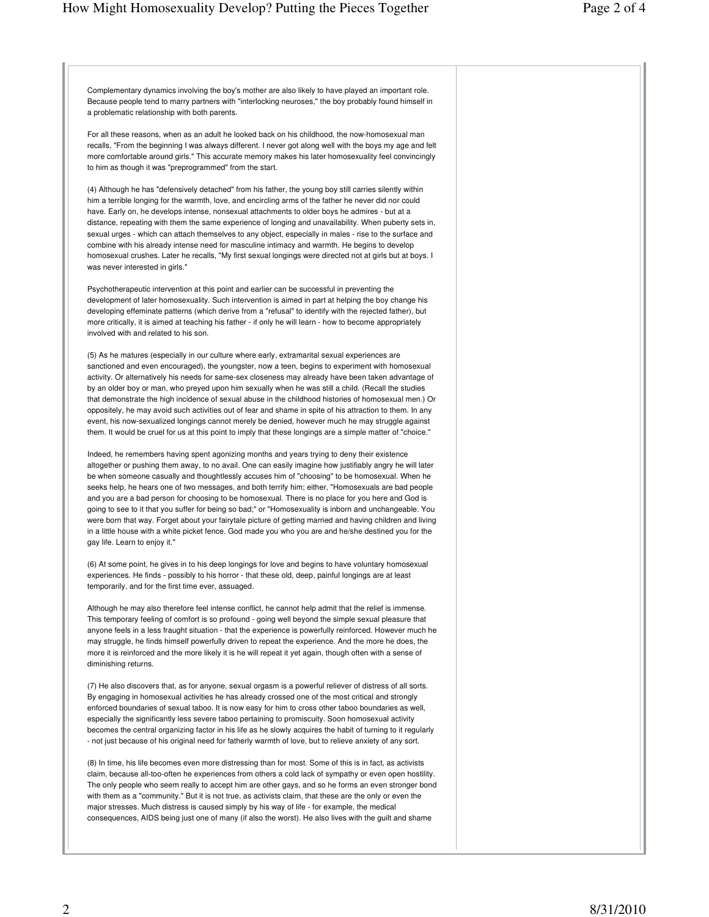Complementary dynamics involving the boy's mother are also likely to have played an important role. Because people tend to marry partners with "interlocking neuroses," the boy probably found himself in a problematic relationship with both parents.

For all these reasons, when as an adult he looked back on his childhood, the now-homosexual man recalls, "From the beginning I was always different. I never got along well with the boys my age and felt more comfortable around girls." This accurate memory makes his later homosexuality feel convincingly to him as though it was "preprogrammed" from the start.

(4) Although he has "defensively detached" from his father, the young boy still carries silently within him a terrible longing for the warmth, love, and encircling arms of the father he never did nor could have. Early on, he develops intense, nonsexual attachments to older boys he admires - but at a distance, repeating with them the same experience of longing and unavailability. When puberty sets in, sexual urges - which can attach themselves to any object, especially in males - rise to the surface and combine with his already intense need for masculine intimacy and warmth. He begins to develop homosexual crushes. Later he recalls, "My first sexual longings were directed not at girls but at boys. I was never interested in girls."

Psychotherapeutic intervention at this point and earlier can be successful in preventing the development of later homosexuality. Such intervention is aimed in part at helping the boy change his developing effeminate patterns (which derive from a "refusal" to identify with the rejected father), but more critically, it is aimed at teaching his father - if only he will learn - how to become appropriately involved with and related to his son.

(5) As he matures (especially in our culture where early, extramarital sexual experiences are sanctioned and even encouraged), the youngster, now a teen, begins to experiment with homosexual activity. Or alternatively his needs for same-sex closeness may already have been taken advantage of by an older boy or man, who preyed upon him sexually when he was still a child. (Recall the studies that demonstrate the high incidence of sexual abuse in the childhood histories of homosexual men.) Or oppositely, he may avoid such activities out of fear and shame in spite of his attraction to them. In any event, his now-sexualized longings cannot merely be denied, however much he may struggle against them. It would be cruel for us at this point to imply that these longings are a simple matter of "choice."

Indeed, he remembers having spent agonizing months and years trying to deny their existence altogether or pushing them away, to no avail. One can easily imagine how justifiably angry he will later be when someone casually and thoughtlessly accuses him of "choosing" to be homosexual. When he seeks help, he hears one of two messages, and both terrify him; either, "Homosexuals are bad people and you are a bad person for choosing to be homosexual. There is no place for you here and God is going to see to it that you suffer for being so bad;" or "Homosexuality is inborn and unchangeable. You were born that way. Forget about your fairytale picture of getting married and having children and living in a little house with a white picket fence. God made you who you are and he/she destined you for the gay life. Learn to enjoy it."

(6) At some point, he gives in to his deep longings for love and begins to have voluntary homosexual experiences. He finds - possibly to his horror - that these old, deep, painful longings are at least temporarily, and for the first time ever, assuaged.

Although he may also therefore feel intense conflict, he cannot help admit that the relief is immense. This temporary feeling of comfort is so profound - going well beyond the simple sexual pleasure that anyone feels in a less fraught situation - that the experience is powerfully reinforced. However much he may struggle, he finds himself powerfully driven to repeat the experience. And the more he does, the more it is reinforced and the more likely it is he will repeat it yet again, though often with a sense of diminishing returns.

(7) He also discovers that, as for anyone, sexual orgasm is a powerful reliever of distress of all sorts. By engaging in homosexual activities he has already crossed one of the most critical and strongly enforced boundaries of sexual taboo. It is now easy for him to cross other taboo boundaries as well, especially the significantly less severe taboo pertaining to promiscuity. Soon homosexual activity becomes the central organizing factor in his life as he slowly acquires the habit of turning to it regularly - not just because of his original need for fatherly warmth of love, but to relieve anxiety of any sort.

(8) In time, his life becomes even more distressing than for most. Some of this is in fact, as activists claim, because all-too-often he experiences from others a cold lack of sympathy or even open hostility. The only people who seem really to accept him are other gays, and so he forms an even stronger bond with them as a "community." But it is not true, as activists claim, that these are the only or even the major stresses. Much distress is caused simply by his way of life - for example, the medical consequences, AIDS being just one of many (if also the worst). He also lives with the guilt and shame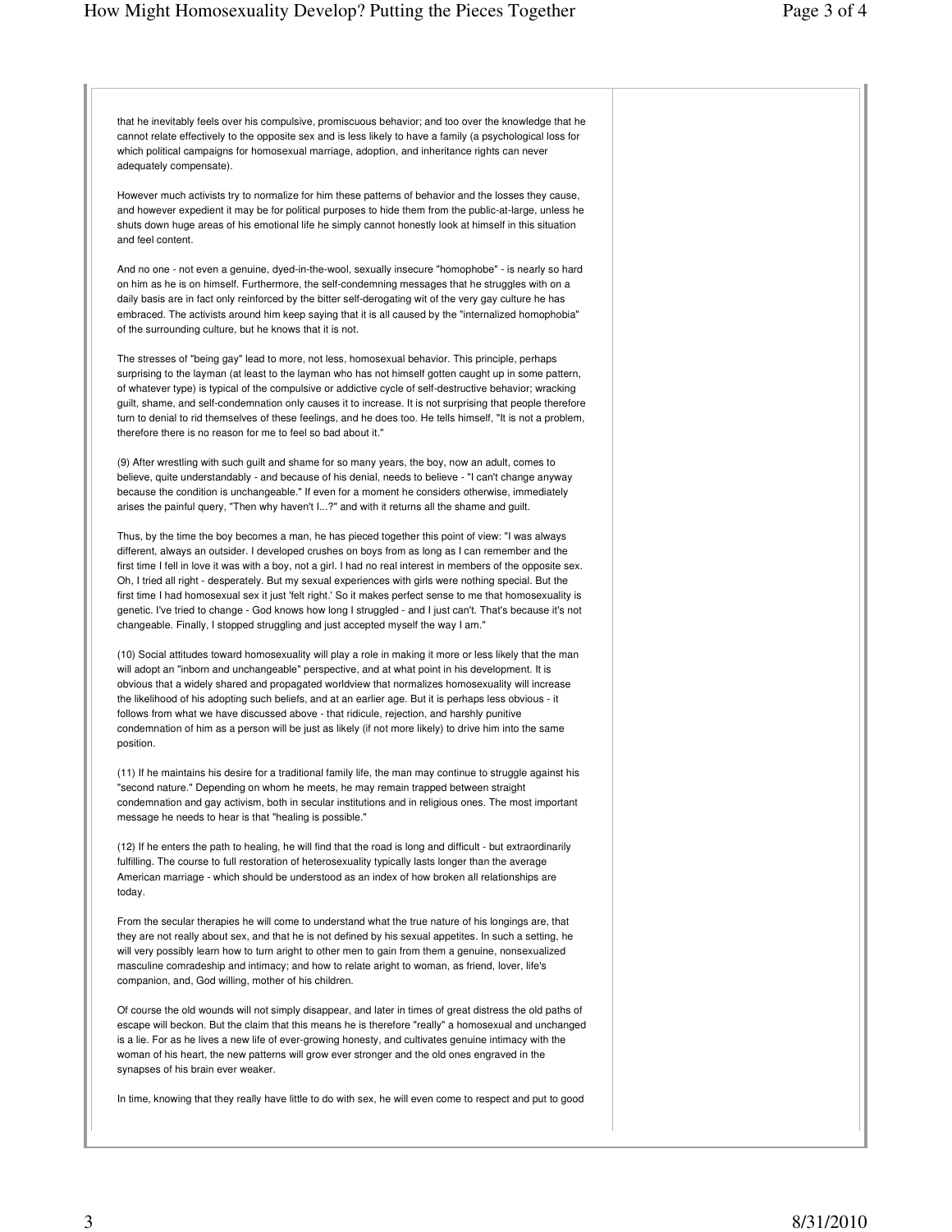that he inevitably feels over his compulsive, promiscuous behavior; and too over the knowledge that he cannot relate effectively to the opposite sex and is less likely to have a family (a psychological loss for which political campaigns for homosexual marriage, adoption, and inheritance rights can never adequately compensate).

However much activists try to normalize for him these patterns of behavior and the losses they cause, and however expedient it may be for political purposes to hide them from the public-at-large, unless he shuts down huge areas of his emotional life he simply cannot honestly look at himself in this situation and feel content.

And no one - not even a genuine, dyed-in-the-wool, sexually insecure "homophobe" - is nearly so hard on him as he is on himself. Furthermore, the self-condemning messages that he struggles with on a daily basis are in fact only reinforced by the bitter self-derogating wit of the very gay culture he has embraced. The activists around him keep saying that it is all caused by the "internalized homophobia" of the surrounding culture, but he knows that it is not.

The stresses of "being gay" lead to more, not less, homosexual behavior. This principle, perhaps surprising to the layman (at least to the layman who has not himself gotten caught up in some pattern, of whatever type) is typical of the compulsive or addictive cycle of self-destructive behavior; wracking guilt, shame, and self-condemnation only causes it to increase. It is not surprising that people therefore turn to denial to rid themselves of these feelings, and he does too. He tells himself, "It is not a problem, therefore there is no reason for me to feel so bad about it."

(9) After wrestling with such guilt and shame for so many years, the boy, now an adult, comes to believe, quite understandably - and because of his denial, needs to believe - "I can't change anyway because the condition is unchangeable." If even for a moment he considers otherwise, immediately arises the painful query, "Then why haven't I...?" and with it returns all the shame and guilt.

Thus, by the time the boy becomes a man, he has pieced together this point of view: "I was always different, always an outsider. I developed crushes on boys from as long as I can remember and the first time I fell in love it was with a boy, not a girl. I had no real interest in members of the opposite sex. Oh, I tried all right - desperately. But my sexual experiences with girls were nothing special. But the first time I had homosexual sex it just 'felt right.' So it makes perfect sense to me that homosexuality is genetic. I've tried to change - God knows how long I struggled - and I just can't. That's because it's not changeable. Finally, I stopped struggling and just accepted myself the way I am."

(10) Social attitudes toward homosexuality will play a role in making it more or less likely that the man will adopt an "inborn and unchangeable" perspective, and at what point in his development. It is obvious that a widely shared and propagated worldview that normalizes homosexuality will increase the likelihood of his adopting such beliefs, and at an earlier age. But it is perhaps less obvious - it follows from what we have discussed above - that ridicule, rejection, and harshly punitive condemnation of him as a person will be just as likely (if not more likely) to drive him into the same position.

(11) If he maintains his desire for a traditional family life, the man may continue to struggle against his "second nature." Depending on whom he meets, he may remain trapped between straight condemnation and gay activism, both in secular institutions and in religious ones. The most important message he needs to hear is that "healing is possible."

(12) If he enters the path to healing, he will find that the road is long and difficult - but extraordinarily fulfilling. The course to full restoration of heterosexuality typically lasts longer than the average American marriage - which should be understood as an index of how broken all relationships are today.

From the secular therapies he will come to understand what the true nature of his longings are, that they are not really about sex, and that he is not defined by his sexual appetites. In such a setting, he will very possibly learn how to turn aright to other men to gain from them a genuine, nonsexualized masculine comradeship and intimacy; and how to relate aright to woman, as friend, lover, life's companion, and, God willing, mother of his children.

Of course the old wounds will not simply disappear, and later in times of great distress the old paths of escape will beckon. But the claim that this means he is therefore "really" a homosexual and unchanged is a lie. For as he lives a new life of ever-growing honesty, and cultivates genuine intimacy with the woman of his heart, the new patterns will grow ever stronger and the old ones engraved in the synapses of his brain ever weaker.

In time, knowing that they really have little to do with sex, he will even come to respect and put to good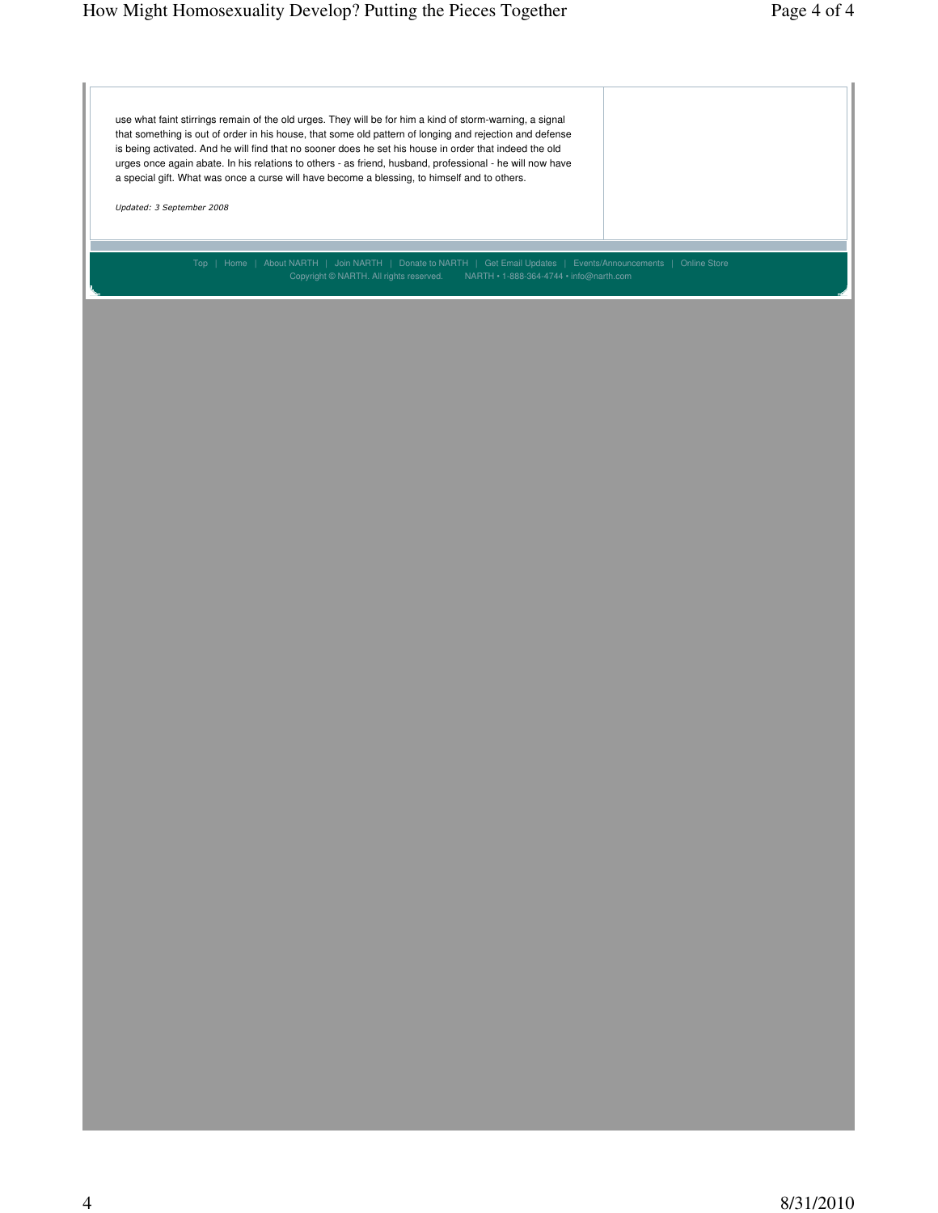use what faint stirrings remain of the old urges. They will be for him a kind of storm-warning, a signal that something is out of order in his house, that some old pattern of longing and rejection and defense is being activated. And he will find that no sooner does he set his house in order that indeed the old urges once again abate. In his relations to others - as friend, husband, professional - he will now have a special gift. What was once a curse will have become a blessing, to himself and to others.

*Updated: 3 September 2008*

Top | Home | About NARTH | Join NARTH | Donate to NARTH | Get Email Updates | Events/Announcements | Online Store
Copyright © NARTH. All rights reserved. NARTH • 1-888-364-4744 • info@narth.com